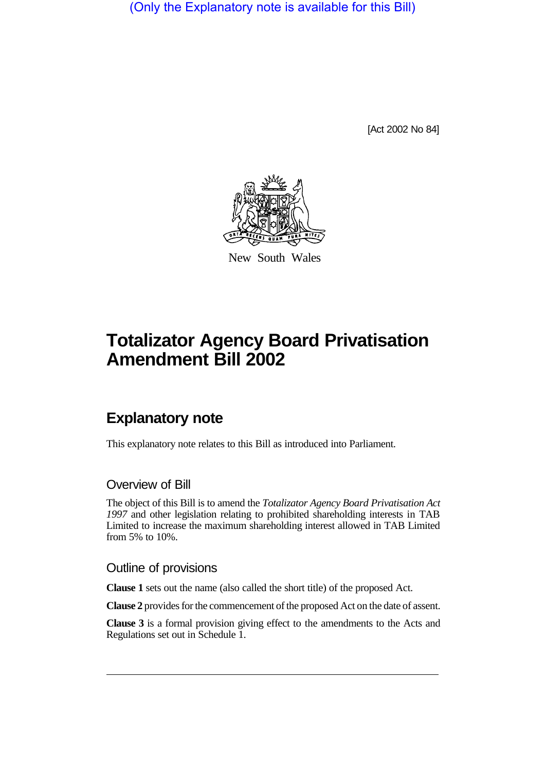(Only the Explanatory note is available for this Bill)

[Act 2002 No 84]

New South Wales

# Totalizator Agency Board Privatisation Amendment Bill 2002

## Explanatory note

This explanatory note relates to this Bill as introduced into Parliament.

### Overview of Bill

The object of this Bill is to amend the *Totalizator Agency Board Privatisation Act 1997* and other legislation relating to prohibited shareholding interests in TAB Limited to increase the maximum shareholding interest allowed in TAB Limited from 5% to 10%.

### Outline of provisions

**Clause 1** sets out the name (also called the short title) of the proposed Act.

**Clause 2** provides for the commencement of the proposed Act on the date of assent.

**Clause 3** is a formal provision giving effect to the amendments to the Acts and Regulations set out in Schedule 1.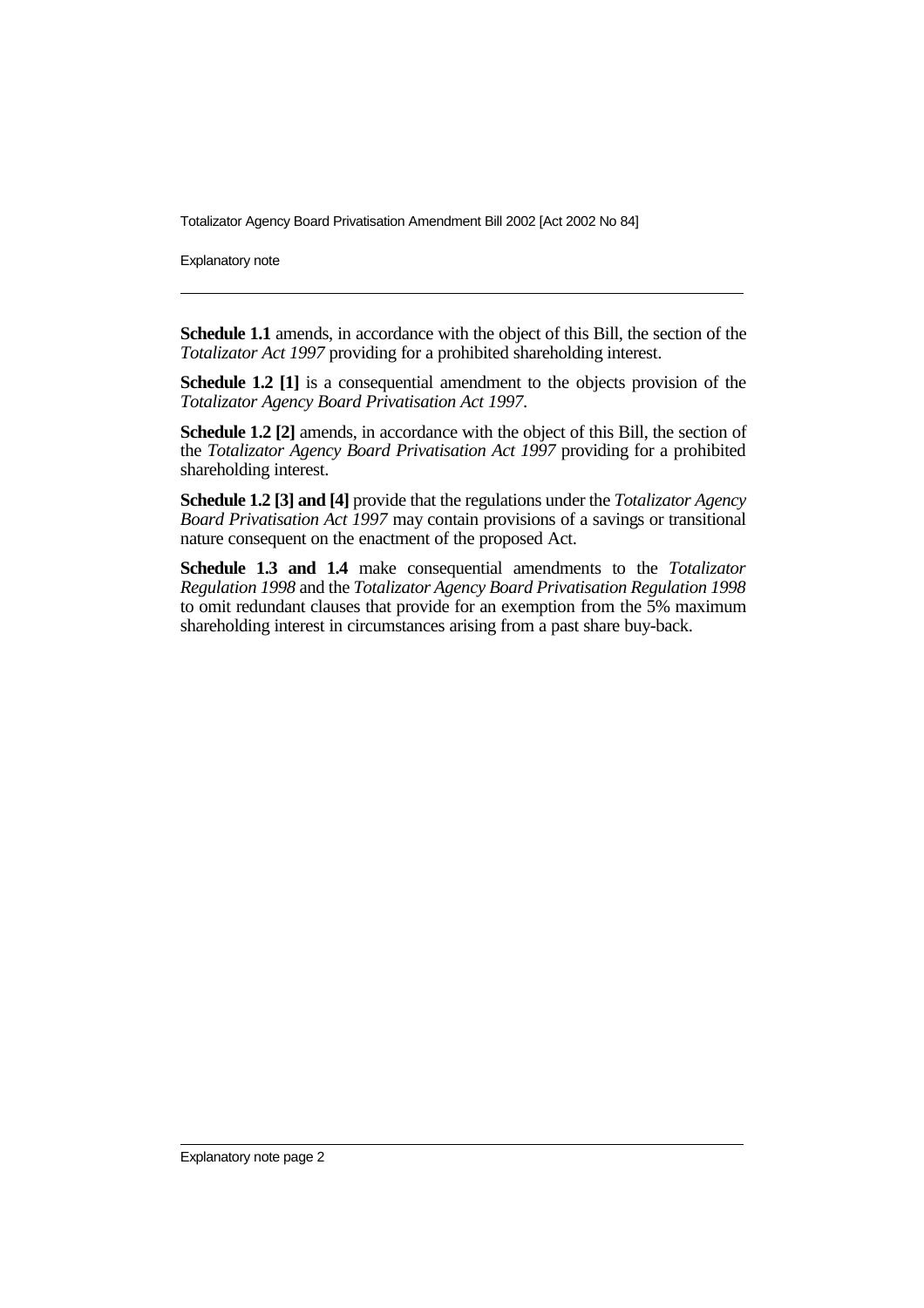**Schedule 1.1** amends, in accordance with the object of this Bill, the section of the *Totalizator Act 1997* providing for a prohibited shareholding interest.

**Schedule 1.2 [1]** is a consequential amendment to the objects provision of the *Totalizator Agency Board Privatisation Act 1997*.

**Schedule 1.2 [2]** amends, in accordance with the object of this Bill, the section of the *Totalizator Agency Board Privatisation Act 1997* providing for a prohibited shareholding interest.

**Schedule 1.2 [3] and [4]** provide that the regulations under the *Totalizator Agency Board Privatisation Act 1997* may contain provisions of a savings or transitional nature consequent on the enactment of the proposed Act.

**Schedule 1.3 and 1.4** make consequential amendments to the *Totalizator Regulation 1998* and the *Totalizator Agency Board Privatisation Regulation 1998* to omit redundant clauses that provide for an exemption from the 5% maximum shareholding interest in circumstances arising from a past share buy-back.